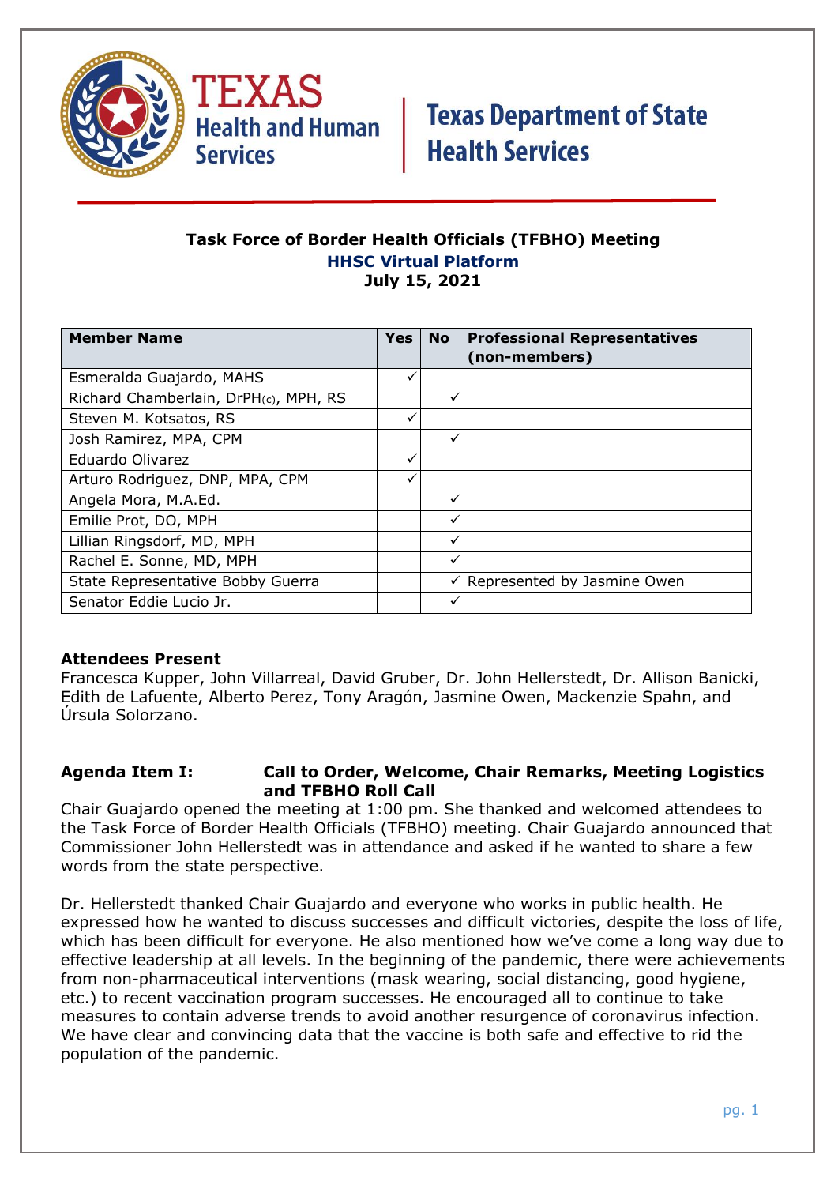Texas Health and Human Services | Texas Department of State Health Services

# Task Force of Border Health Officials (TFBHO) Meeting

**HHSC Virtual Platform**

**July 15, 2021**

| Member Name | Yes | No | Professional Representatives (non-members) |
|---|---|---|---|
| Esmeralda Guajardo, MAHS | ✓ | | |
| Richard Chamberlain, DrPH$_{(c)}$, MPH, RS | | ✓ | |
| Steven M. Kotsatos, RS | ✓ | | |
| Josh Ramirez, MPA, CPM | | ✓ | |
| Eduardo Olivarez | ✓ | | |
| Arturo Rodriguez, DNP, MPA, CPM | ✓ | | |
| Angela Mora, M.A.Ed. | | ✓ | |
| Emilie Prot, DO, MPH | | ✓ | |
| Lillian Ringsdorf, MD, MPH | | ✓ | |
| Rachel E. Sonne, MD, MPH | | ✓ | |
| State Representative Bobby Guerra | | ✓ | Represented by Jasmine Owen |
| Senator Eddie Lucio Jr. | | ✓ | |

**Attendees Present**

Francesca Kupper, John Villarreal, David Gruber, Dr. John Hellerstedt, Dr. Allison Banicki, Edith de Lafuente, Alberto Perez, Tony Aragón, Jasmine Owen, Mackenzie Spahn, and Úrsula Solorzano.

## Agenda Item I: Call to Order, Welcome, Chair Remarks, Meeting Logistics and TFBHO Roll Call

Chair Guajardo opened the meeting at 1:00 pm. She thanked and welcomed attendees to the Task Force of Border Health Officials (TFBHO) meeting. Chair Guajardo announced that Commissioner John Hellerstedt was in attendance and asked if he wanted to share a few words from the state perspective.

Dr. Hellerstedt thanked Chair Guajardo and everyone who works in public health. He expressed how he wanted to discuss successes and difficult victories, despite the loss of life, which has been difficult for everyone. He also mentioned how we've come a long way due to effective leadership at all levels. In the beginning of the pandemic, there were achievements from non-pharmaceutical interventions (mask wearing, social distancing, good hygiene, etc.) to recent vaccination program successes. He encouraged all to continue to take measures to contain adverse trends to avoid another resurgence of coronavirus infection. We have clear and convincing data that the vaccine is both safe and effective to rid the population of the pandemic.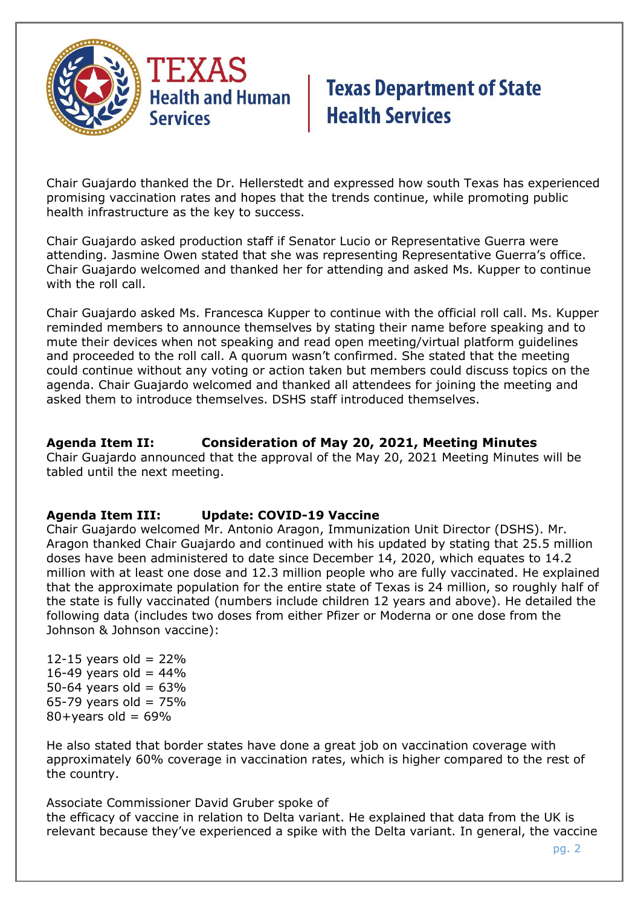Chair Guajardo thanked the Dr. Hellerstedt and expressed how south Texas has experienced promising vaccination rates and hopes that the trends continue, while promoting public health infrastructure as the key to success.

Chair Guajardo asked production staff if Senator Lucio or Representative Guerra were attending. Jasmine Owen stated that she was representing Representative Guerra's office. Chair Guajardo welcomed and thanked her for attending and asked Ms. Kupper to continue with the roll call.

Chair Guajardo asked Ms. Francesca Kupper to continue with the official roll call. Ms. Kupper reminded members to announce themselves by stating their name before speaking and to mute their devices when not speaking and read open meeting/virtual platform guidelines and proceeded to the roll call. A quorum wasn't confirmed. She stated that the meeting could continue without any voting or action taken but members could discuss topics on the agenda. Chair Guajardo welcomed and thanked all attendees for joining the meeting and asked them to introduce themselves. DSHS staff introduced themselves.

**Agenda Item II: Consideration of May 20, 2021, Meeting Minutes**

Chair Guajardo announced that the approval of the May 20, 2021 Meeting Minutes will be tabled until the next meeting.

**Agenda Item III: Update: COVID-19 Vaccine**

Chair Guajardo welcomed Mr. Antonio Aragon, Immunization Unit Director (DSHS). Mr. Aragon thanked Chair Guajardo and continued with his updated by stating that 25.5 million doses have been administered to date since December 14, 2020, which equates to 14.2 million with at least one dose and 12.3 million people who are fully vaccinated. He explained that the approximate population for the entire state of Texas is 24 million, so roughly half of the state is fully vaccinated (numbers include children 12 years and above). He detailed the following data (includes two doses from either Pfizer or Moderna or one dose from the Johnson & Johnson vaccine):

12-15 years old = 22%
16-49 years old = 44%
50-64 years old = 63%
65-79 years old = 75%
80+years old = 69%

He also stated that border states have done a great job on vaccination coverage with approximately 60% coverage in vaccination rates, which is higher compared to the rest of the country.

Associate Commissioner David Gruber spoke of the efficacy of vaccine in relation to Delta variant. He explained that data from the UK is relevant because they've experienced a spike with the Delta variant. In general, the vaccine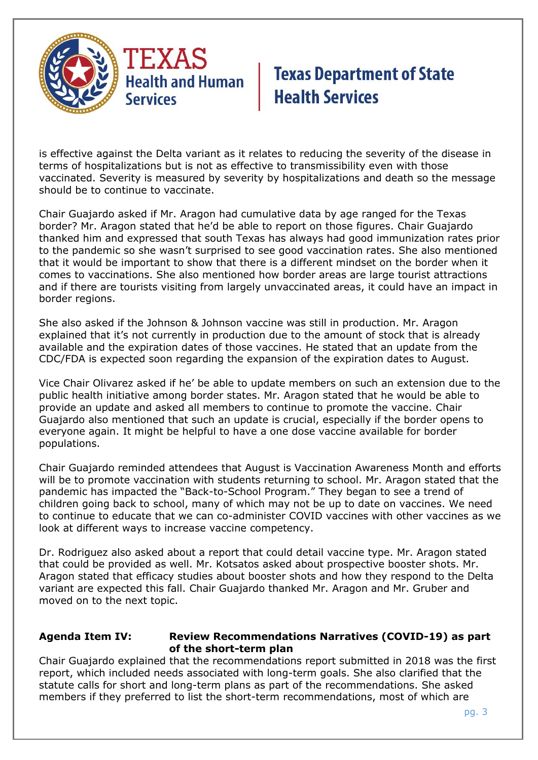is effective against the Delta variant as it relates to reducing the severity of the disease in terms of hospitalizations but is not as effective to transmissibility even with those vaccinated. Severity is measured by severity by hospitalizations and death so the message should be to continue to vaccinate.

Chair Guajardo asked if Mr. Aragon had cumulative data by age ranged for the Texas border? Mr. Aragon stated that he'd be able to report on those figures. Chair Guajardo thanked him and expressed that south Texas has always had good immunization rates prior to the pandemic so she wasn't surprised to see good vaccination rates. She also mentioned that it would be important to show that there is a different mindset on the border when it comes to vaccinations. She also mentioned how border areas are large tourist attractions and if there are tourists visiting from largely unvaccinated areas, it could have an impact in border regions.

She also asked if the Johnson & Johnson vaccine was still in production. Mr. Aragon explained that it's not currently in production due to the amount of stock that is already available and the expiration dates of those vaccines. He stated that an update from the CDC/FDA is expected soon regarding the expansion of the expiration dates to August.

Vice Chair Olivarez asked if he' be able to update members on such an extension due to the public health initiative among border states. Mr. Aragon stated that he would be able to provide an update and asked all members to continue to promote the vaccine. Chair Guajardo also mentioned that such an update is crucial, especially if the border opens to everyone again. It might be helpful to have a one dose vaccine available for border populations.

Chair Guajardo reminded attendees that August is Vaccination Awareness Month and efforts will be to promote vaccination with students returning to school. Mr. Aragon stated that the pandemic has impacted the "Back-to-School Program." They began to see a trend of children going back to school, many of which may not be up to date on vaccines. We need to continue to educate that we can co-administer COVID vaccines with other vaccines as we look at different ways to increase vaccine competency.

Dr. Rodriguez also asked about a report that could detail vaccine type. Mr. Aragon stated that could be provided as well. Mr. Kotsatos asked about prospective booster shots. Mr. Aragon stated that efficacy studies about booster shots and how they respond to the Delta variant are expected this fall. Chair Guajardo thanked Mr. Aragon and Mr. Gruber and moved on to the next topic.

**Agenda Item IV: Review Recommendations Narratives (COVID-19) as part of the short-term plan**

Chair Guajardo explained that the recommendations report submitted in 2018 was the first report, which included needs associated with long-term goals. She also clarified that the statute calls for short and long-term plans as part of the recommendations. She asked members if they preferred to list the short-term recommendations, most of which are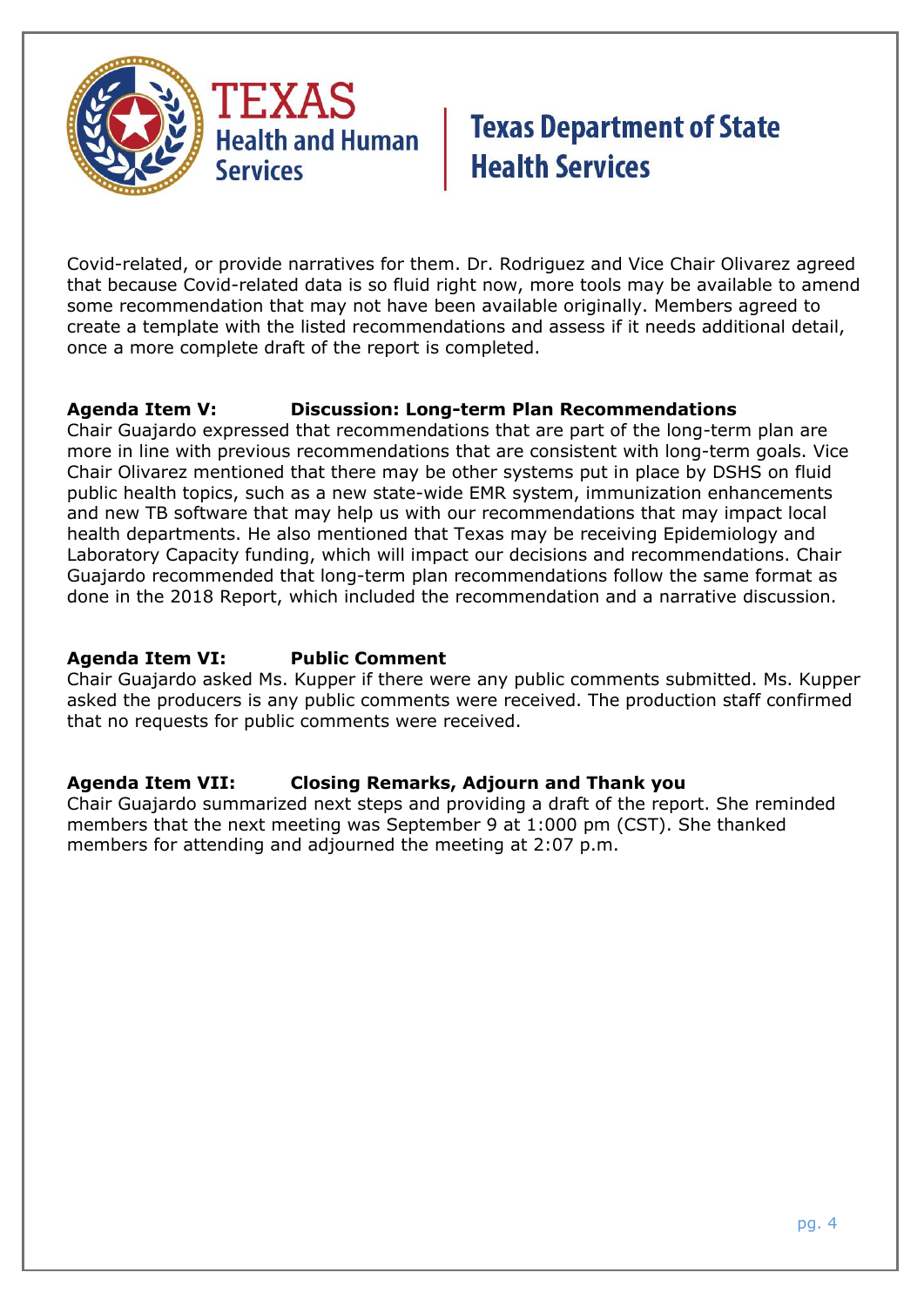Covid-related, or provide narratives for them. Dr. Rodriguez and Vice Chair Olivarez agreed that because Covid-related data is so fluid right now, more tools may be available to amend some recommendation that may not have been available originally. Members agreed to create a template with the listed recommendations and assess if it needs additional detail, once a more complete draft of the report is completed.

**Agenda Item V: Discussion: Long-term Plan Recommendations**
Chair Guajardo expressed that recommendations that are part of the long-term plan are more in line with previous recommendations that are consistent with long-term goals. Vice Chair Olivarez mentioned that there may be other systems put in place by DSHS on fluid public health topics, such as a new state-wide EMR system, immunization enhancements and new TB software that may help us with our recommendations that may impact local health departments. He also mentioned that Texas may be receiving Epidemiology and Laboratory Capacity funding, which will impact our decisions and recommendations. Chair Guajardo recommended that long-term plan recommendations follow the same format as done in the 2018 Report, which included the recommendation and a narrative discussion.

**Agenda Item VI: Public Comment**
Chair Guajardo asked Ms. Kupper if there were any public comments submitted. Ms. Kupper asked the producers is any public comments were received. The production staff confirmed that no requests for public comments were received.

**Agenda Item VII: Closing Remarks, Adjourn and Thank you**
Chair Guajardo summarized next steps and providing a draft of the report. She reminded members that the next meeting was September 9 at 1:000 pm (CST). She thanked members for attending and adjourned the meeting at 2:07 p.m.